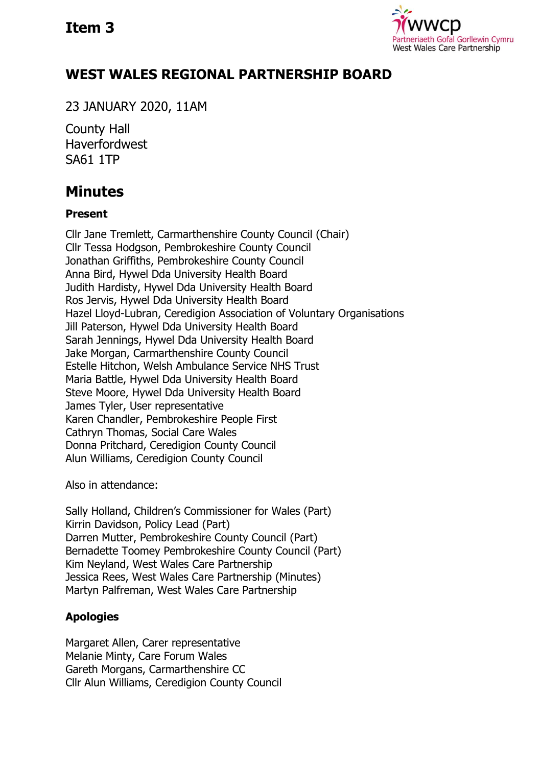Item 3

Partneriaeth Gofal Gorllewin Cymru
West Wales Care Partnership

# WEST WALES REGIONAL PARTNERSHIP BOARD

23 JANUARY 2020, 11AM

County Hall
Haverfordwest
SA61 1TP

## Minutes

### Present

Cllr Jane Tremlett, Carmarthenshire County Council (Chair)
Cllr Tessa Hodgson, Pembrokeshire County Council
Jonathan Griffiths, Pembrokeshire County Council
Anna Bird, Hywel Dda University Health Board
Judith Hardisty, Hywel Dda University Health Board
Ros Jervis, Hywel Dda University Health Board
Hazel Lloyd-Lubran, Ceredigion Association of Voluntary Organisations
Jill Paterson, Hywel Dda University Health Board
Sarah Jennings, Hywel Dda University Health Board
Jake Morgan, Carmarthenshire County Council
Estelle Hitchon, Welsh Ambulance Service NHS Trust
Maria Battle, Hywel Dda University Health Board
Steve Moore, Hywel Dda University Health Board
James Tyler, User representative
Karen Chandler, Pembrokeshire People First
Cathryn Thomas, Social Care Wales
Donna Pritchard, Ceredigion County Council
Alun Williams, Ceredigion County Council

Also in attendance:

Sally Holland, Children's Commissioner for Wales (Part)
Kirrin Davidson, Policy Lead (Part)
Darren Mutter, Pembrokeshire County Council (Part)
Bernadette Toomey Pembrokeshire County Council (Part)
Kim Neyland, West Wales Care Partnership
Jessica Rees, West Wales Care Partnership (Minutes)
Martyn Palfreman, West Wales Care Partnership

### Apologies

Margaret Allen, Carer representative
Melanie Minty, Care Forum Wales
Gareth Morgans, Carmarthenshire CC
Cllr Alun Williams, Ceredigion County Council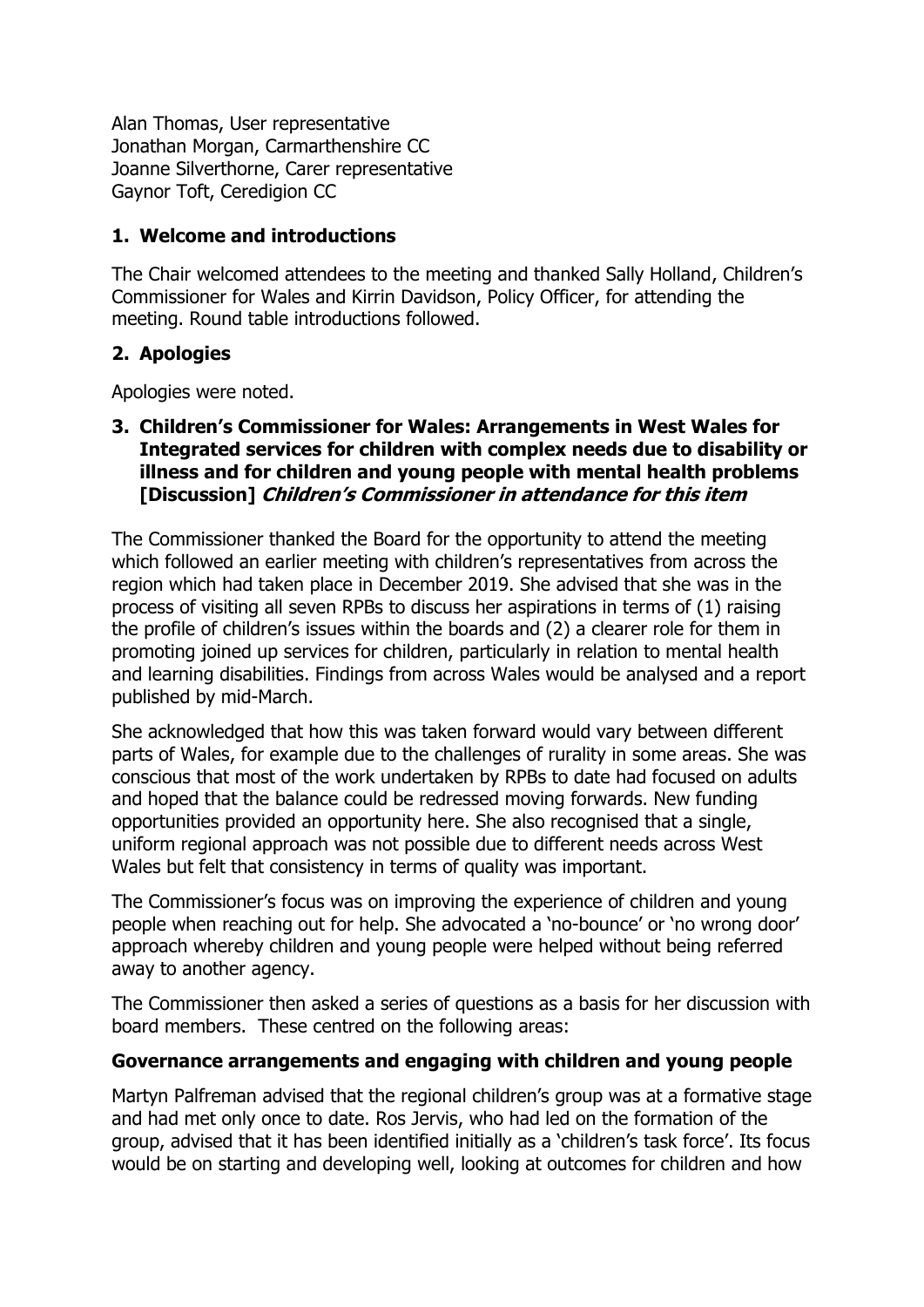Alan Thomas, User representative
Jonathan Morgan, Carmarthenshire CC
Joanne Silverthorne, Carer representative
Gaynor Toft, Ceredigion CC

## 1. Welcome and introductions

The Chair welcomed attendees to the meeting and thanked Sally Holland, Children's Commissioner for Wales and Kirrin Davidson, Policy Officer, for attending the meeting. Round table introductions followed.

## 2. Apologies

Apologies were noted.

## 3. Children's Commissioner for Wales: Arrangements in West Wales for Integrated services for children with complex needs due to disability or illness and for children and young people with mental health problems [Discussion] *Children's Commissioner in attendance for this item*

The Commissioner thanked the Board for the opportunity to attend the meeting which followed an earlier meeting with children's representatives from across the region which had taken place in December 2019. She advised that she was in the process of visiting all seven RPBs to discuss her aspirations in terms of (1) raising the profile of children's issues within the boards and (2) a clearer role for them in promoting joined up services for children, particularly in relation to mental health and learning disabilities. Findings from across Wales would be analysed and a report published by mid-March.

She acknowledged that how this was taken forward would vary between different parts of Wales, for example due to the challenges of rurality in some areas. She was conscious that most of the work undertaken by RPBs to date had focused on adults and hoped that the balance could be redressed moving forwards. New funding opportunities provided an opportunity here. She also recognised that a single, uniform regional approach was not possible due to different needs across West Wales but felt that consistency in terms of quality was important.

The Commissioner's focus was on improving the experience of children and young people when reaching out for help. She advocated a 'no-bounce' or 'no wrong door' approach whereby children and young people were helped without being referred away to another agency.

The Commissioner then asked a series of questions as a basis for her discussion with board members. These centred on the following areas:

### Governance arrangements and engaging with children and young people

Martyn Palfreman advised that the regional children's group was at a formative stage and had met only once to date. Ros Jervis, who had led on the formation of the group, advised that it has been identified initially as a 'children's task force'. Its focus would be on starting and developing well, looking at outcomes for children and how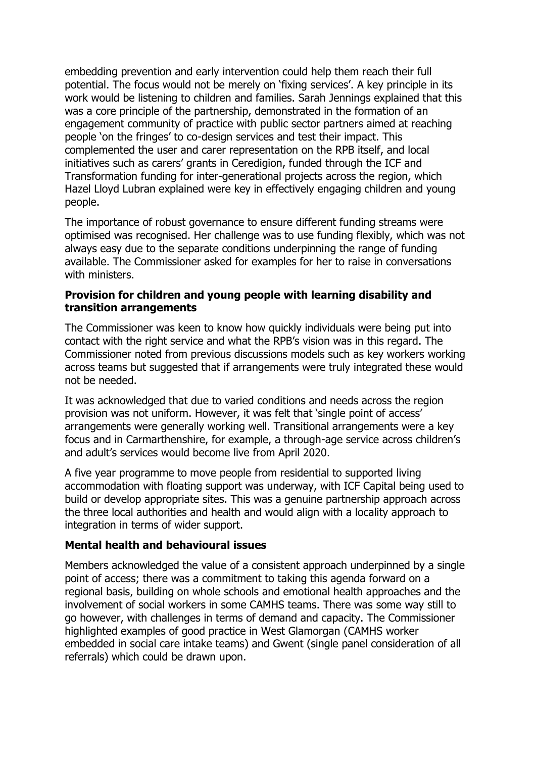embedding prevention and early intervention could help them reach their full potential. The focus would not be merely on 'fixing services'. A key principle in its work would be listening to children and families. Sarah Jennings explained that this was a core principle of the partnership, demonstrated in the formation of an engagement community of practice with public sector partners aimed at reaching people 'on the fringes' to co-design services and test their impact. This complemented the user and carer representation on the RPB itself, and local initiatives such as carers' grants in Ceredigion, funded through the ICF and Transformation funding for inter-generational projects across the region, which Hazel Lloyd Lubran explained were key in effectively engaging children and young people.

The importance of robust governance to ensure different funding streams were optimised was recognised. Her challenge was to use funding flexibly, which was not always easy due to the separate conditions underpinning the range of funding available. The Commissioner asked for examples for her to raise in conversations with ministers.

**Provision for children and young people with learning disability and transition arrangements**

The Commissioner was keen to know how quickly individuals were being put into contact with the right service and what the RPB's vision was in this regard. The Commissioner noted from previous discussions models such as key workers working across teams but suggested that if arrangements were truly integrated these would not be needed.

It was acknowledged that due to varied conditions and needs across the region provision was not uniform. However, it was felt that 'single point of access' arrangements were generally working well. Transitional arrangements were a key focus and in Carmarthenshire, for example, a through-age service across children's and adult's services would become live from April 2020.

A five year programme to move people from residential to supported living accommodation with floating support was underway, with ICF Capital being used to build or develop appropriate sites. This was a genuine partnership approach across the three local authorities and health and would align with a locality approach to integration in terms of wider support.

**Mental health and behavioural issues**

Members acknowledged the value of a consistent approach underpinned by a single point of access; there was a commitment to taking this agenda forward on a regional basis, building on whole schools and emotional health approaches and the involvement of social workers in some CAMHS teams. There was some way still to go however, with challenges in terms of demand and capacity. The Commissioner highlighted examples of good practice in West Glamorgan (CAMHS worker embedded in social care intake teams) and Gwent (single panel consideration of all referrals) which could be drawn upon.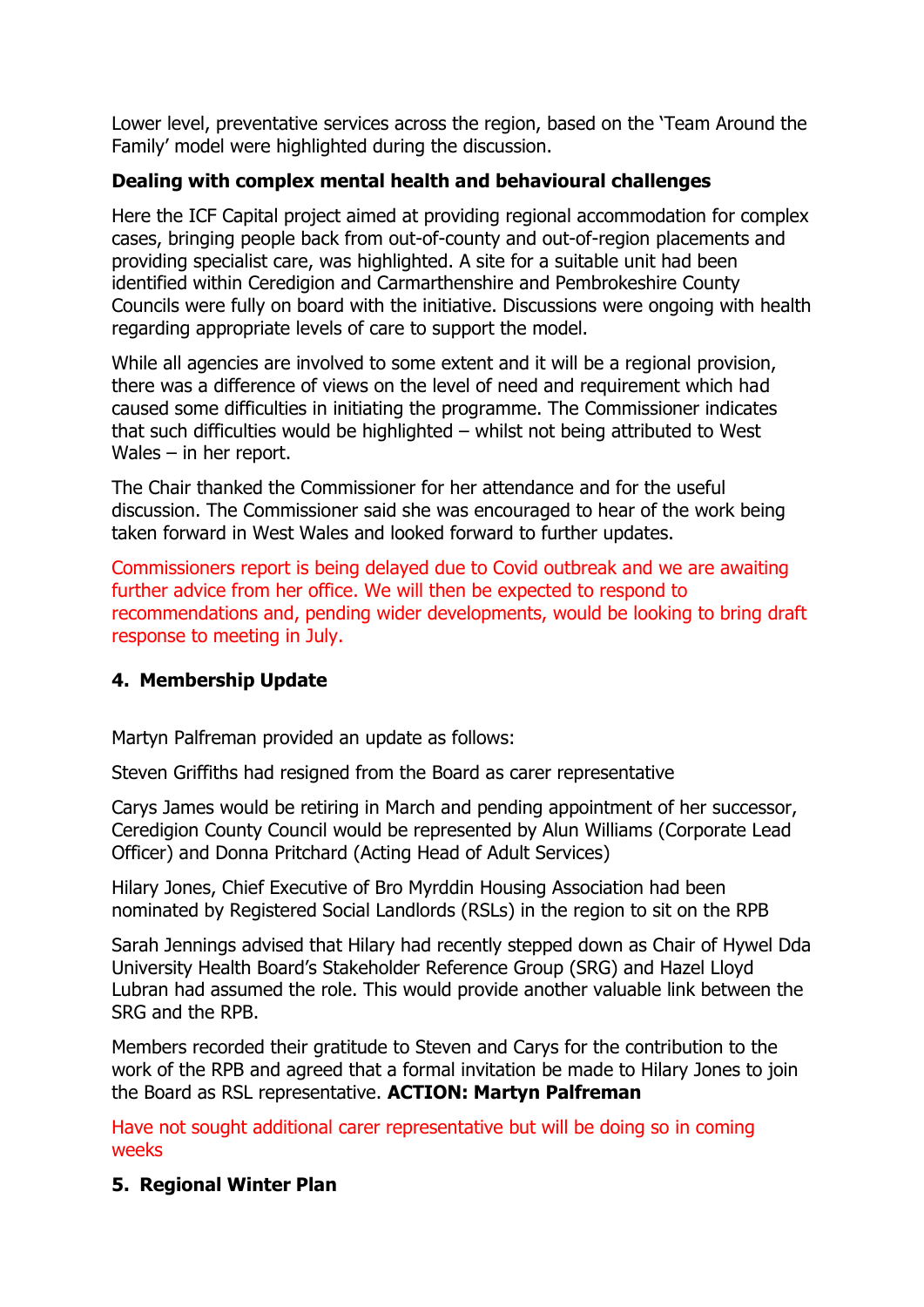Lower level, preventative services across the region, based on the 'Team Around the Family' model were highlighted during the discussion.

**Dealing with complex mental health and behavioural challenges**

Here the ICF Capital project aimed at providing regional accommodation for complex cases, bringing people back from out-of-county and out-of-region placements and providing specialist care, was highlighted. A site for a suitable unit had been identified within Ceredigion and Carmarthenshire and Pembrokeshire County Councils were fully on board with the initiative. Discussions were ongoing with health regarding appropriate levels of care to support the model.

While all agencies are involved to some extent and it will be a regional provision, there was a difference of views on the level of need and requirement which had caused some difficulties in initiating the programme. The Commissioner indicates that such difficulties would be highlighted – whilst not being attributed to West Wales – in her report.

The Chair thanked the Commissioner for her attendance and for the useful discussion. The Commissioner said she was encouraged to hear of the work being taken forward in West Wales and looked forward to further updates.

Commissioners report is being delayed due to Covid outbreak and we are awaiting further advice from her office. We will then be expected to respond to recommendations and, pending wider developments, would be looking to bring draft response to meeting in July.

## 4. Membership Update

Martyn Palfreman provided an update as follows:

Steven Griffiths had resigned from the Board as carer representative

Carys James would be retiring in March and pending appointment of her successor, Ceredigion County Council would be represented by Alun Williams (Corporate Lead Officer) and Donna Pritchard (Acting Head of Adult Services)

Hilary Jones, Chief Executive of Bro Myrddin Housing Association had been nominated by Registered Social Landlords (RSLs) in the region to sit on the RPB

Sarah Jennings advised that Hilary had recently stepped down as Chair of Hywel Dda University Health Board's Stakeholder Reference Group (SRG) and Hazel Lloyd Lubran had assumed the role. This would provide another valuable link between the SRG and the RPB.

Members recorded their gratitude to Steven and Carys for the contribution to the work of the RPB and agreed that a formal invitation be made to Hilary Jones to join the Board as RSL representative. **ACTION: Martyn Palfreman**

Have not sought additional carer representative but will be doing so in coming weeks

## 5. Regional Winter Plan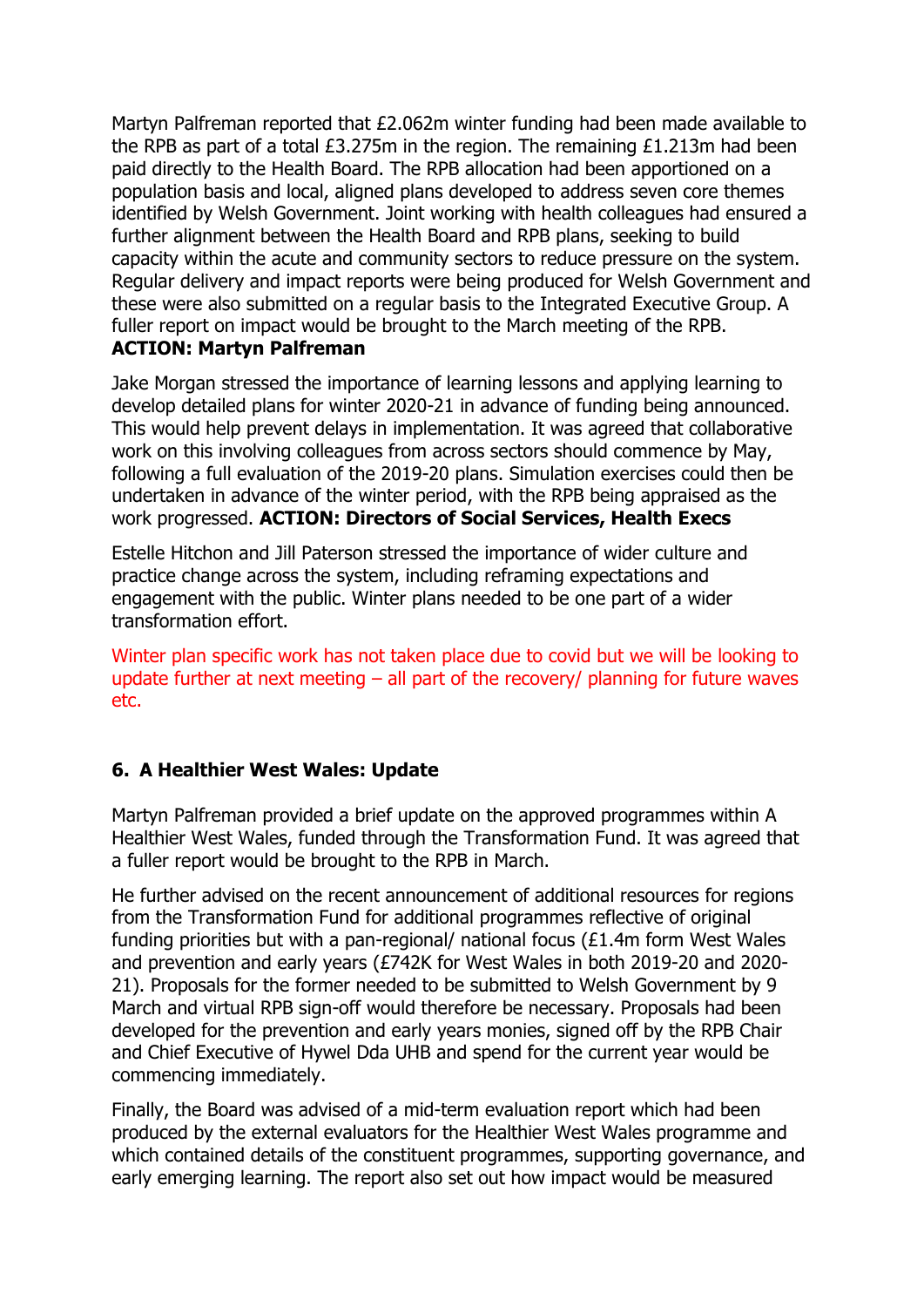Martyn Palfreman reported that £2.062m winter funding had been made available to the RPB as part of a total £3.275m in the region. The remaining £1.213m had been paid directly to the Health Board. The RPB allocation had been apportioned on a population basis and local, aligned plans developed to address seven core themes identified by Welsh Government. Joint working with health colleagues had ensured a further alignment between the Health Board and RPB plans, seeking to build capacity within the acute and community sectors to reduce pressure on the system. Regular delivery and impact reports were being produced for Welsh Government and these were also submitted on a regular basis to the Integrated Executive Group. A fuller report on impact would be brought to the March meeting of the RPB.
**ACTION: Martyn Palfreman**

Jake Morgan stressed the importance of learning lessons and applying learning to develop detailed plans for winter 2020-21 in advance of funding being announced. This would help prevent delays in implementation. It was agreed that collaborative work on this involving colleagues from across sectors should commence by May, following a full evaluation of the 2019-20 plans. Simulation exercises could then be undertaken in advance of the winter period, with the RPB being appraised as the work progressed. **ACTION: Directors of Social Services, Health Execs**

Estelle Hitchon and Jill Paterson stressed the importance of wider culture and practice change across the system, including reframing expectations and engagement with the public. Winter plans needed to be one part of a wider transformation effort.

Winter plan specific work has not taken place due to covid but we will be looking to update further at next meeting – all part of the recovery/ planning for future waves etc.

## 6. A Healthier West Wales: Update

Martyn Palfreman provided a brief update on the approved programmes within A Healthier West Wales, funded through the Transformation Fund. It was agreed that a fuller report would be brought to the RPB in March.

He further advised on the recent announcement of additional resources for regions from the Transformation Fund for additional programmes reflective of original funding priorities but with a pan-regional/ national focus (£1.4m form West Wales and prevention and early years (£742K for West Wales in both 2019-20 and 2020-21). Proposals for the former needed to be submitted to Welsh Government by 9 March and virtual RPB sign-off would therefore be necessary. Proposals had been developed for the prevention and early years monies, signed off by the RPB Chair and Chief Executive of Hywel Dda UHB and spend for the current year would be commencing immediately.

Finally, the Board was advised of a mid-term evaluation report which had been produced by the external evaluators for the Healthier West Wales programme and which contained details of the constituent programmes, supporting governance, and early emerging learning. The report also set out how impact would be measured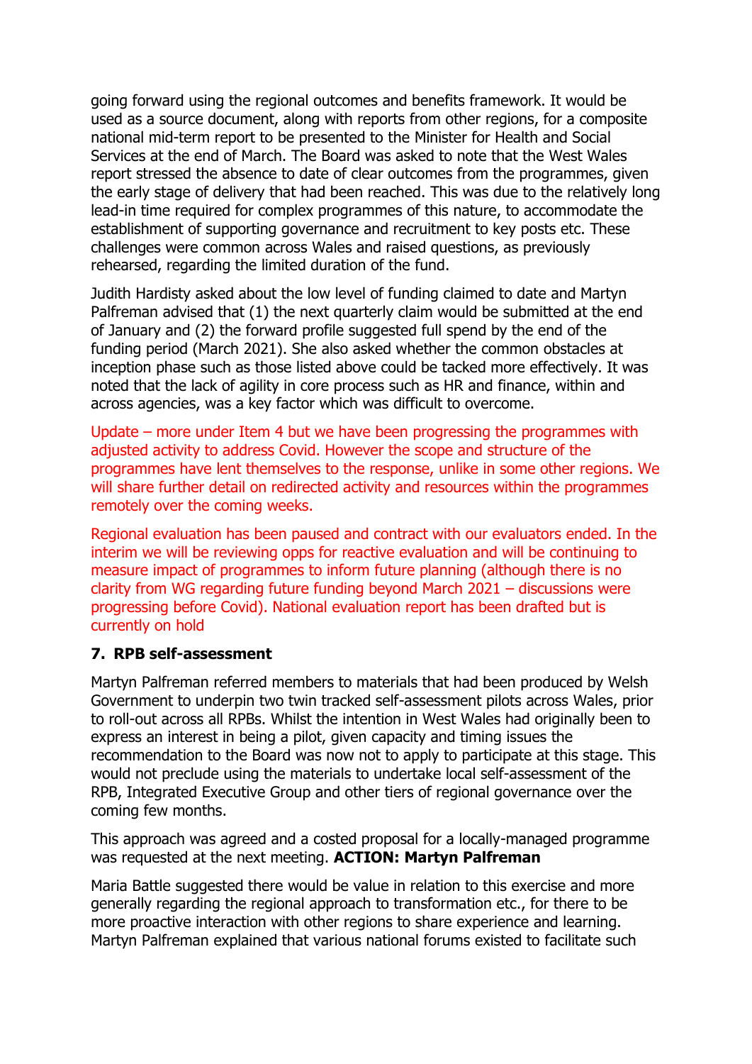going forward using the regional outcomes and benefits framework. It would be used as a source document, along with reports from other regions, for a composite national mid-term report to be presented to the Minister for Health and Social Services at the end of March. The Board was asked to note that the West Wales report stressed the absence to date of clear outcomes from the programmes, given the early stage of delivery that had been reached. This was due to the relatively long lead-in time required for complex programmes of this nature, to accommodate the establishment of supporting governance and recruitment to key posts etc. These challenges were common across Wales and raised questions, as previously rehearsed, regarding the limited duration of the fund.

Judith Hardisty asked about the low level of funding claimed to date and Martyn Palfreman advised that (1) the next quarterly claim would be submitted at the end of January and (2) the forward profile suggested full spend by the end of the funding period (March 2021). She also asked whether the common obstacles at inception phase such as those listed above could be tacked more effectively. It was noted that the lack of agility in core process such as HR and finance, within and across agencies, was a key factor which was difficult to overcome.

Update – more under Item 4 but we have been progressing the programmes with adjusted activity to address Covid. However the scope and structure of the programmes have lent themselves to the response, unlike in some other regions. We will share further detail on redirected activity and resources within the programmes remotely over the coming weeks.

Regional evaluation has been paused and contract with our evaluators ended. In the interim we will be reviewing opps for reactive evaluation and will be continuing to measure impact of programmes to inform future planning (although there is no clarity from WG regarding future funding beyond March 2021 – discussions were progressing before Covid). National evaluation report has been drafted but is currently on hold

### 7. RPB self-assessment

Martyn Palfreman referred members to materials that had been produced by Welsh Government to underpin two twin tracked self-assessment pilots across Wales, prior to roll-out across all RPBs. Whilst the intention in West Wales had originally been to express an interest in being a pilot, given capacity and timing issues the recommendation to the Board was now not to apply to participate at this stage. This would not preclude using the materials to undertake local self-assessment of the RPB, Integrated Executive Group and other tiers of regional governance over the coming few months.

This approach was agreed and a costed proposal for a locally-managed programme was requested at the next meeting. **ACTION: Martyn Palfreman**

Maria Battle suggested there would be value in relation to this exercise and more generally regarding the regional approach to transformation etc., for there to be more proactive interaction with other regions to share experience and learning. Martyn Palfreman explained that various national forums existed to facilitate such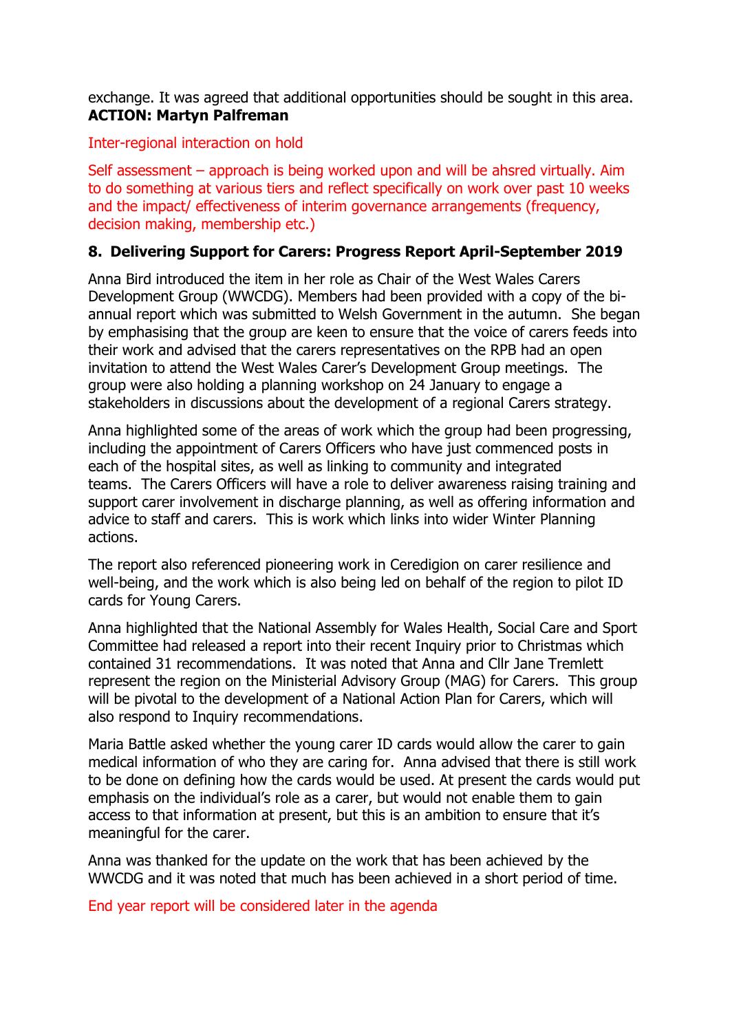exchange. It was agreed that additional opportunities should be sought in this area. **ACTION: Martyn Palfreman**

Inter-regional interaction on hold

Self assessment – approach is being worked upon and will be ahsred virtually. Aim to do something at various tiers and reflect specifically on work over past 10 weeks and the impact/ effectiveness of interim governance arrangements (frequency, decision making, membership etc.)

**8. Delivering Support for Carers: Progress Report April-September 2019**

Anna Bird introduced the item in her role as Chair of the West Wales Carers Development Group (WWCDG). Members had been provided with a copy of the bi-annual report which was submitted to Welsh Government in the autumn. She began by emphasising that the group are keen to ensure that the voice of carers feeds into their work and advised that the carers representatives on the RPB had an open invitation to attend the West Wales Carer's Development Group meetings. The group were also holding a planning workshop on 24 January to engage a stakeholders in discussions about the development of a regional Carers strategy.

Anna highlighted some of the areas of work which the group had been progressing, including the appointment of Carers Officers who have just commenced posts in each of the hospital sites, as well as linking to community and integrated teams. The Carers Officers will have a role to deliver awareness raising training and support carer involvement in discharge planning, as well as offering information and advice to staff and carers. This is work which links into wider Winter Planning actions.

The report also referenced pioneering work in Ceredigion on carer resilience and well-being, and the work which is also being led on behalf of the region to pilot ID cards for Young Carers.

Anna highlighted that the National Assembly for Wales Health, Social Care and Sport Committee had released a report into their recent Inquiry prior to Christmas which contained 31 recommendations. It was noted that Anna and Cllr Jane Tremlett represent the region on the Ministerial Advisory Group (MAG) for Carers. This group will be pivotal to the development of a National Action Plan for Carers, which will also respond to Inquiry recommendations.

Maria Battle asked whether the young carer ID cards would allow the carer to gain medical information of who they are caring for. Anna advised that there is still work to be done on defining how the cards would be used. At present the cards would put emphasis on the individual's role as a carer, but would not enable them to gain access to that information at present, but this is an ambition to ensure that it's meaningful for the carer.

Anna was thanked for the update on the work that has been achieved by the WWCDG and it was noted that much has been achieved in a short period of time.

End year report will be considered later in the agenda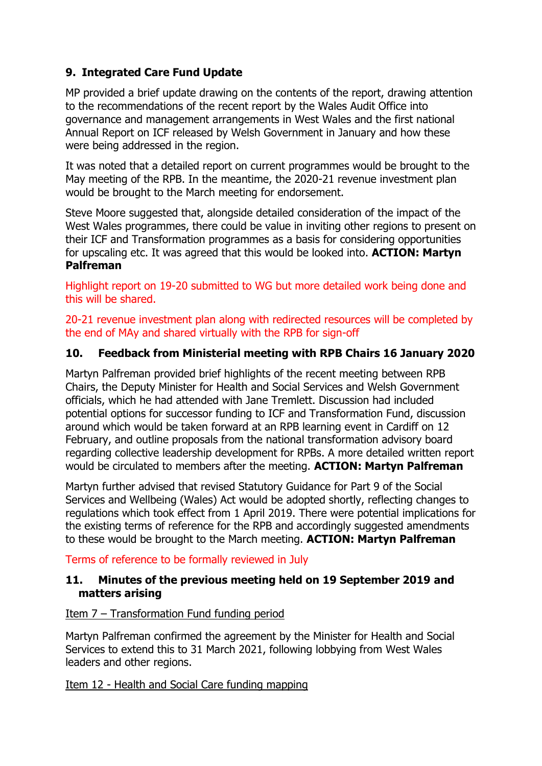## 9. Integrated Care Fund Update

MP provided a brief update drawing on the contents of the report, drawing attention to the recommendations of the recent report by the Wales Audit Office into governance and management arrangements in West Wales and the first national Annual Report on ICF released by Welsh Government in January and how these were being addressed in the region.

It was noted that a detailed report on current programmes would be brought to the May meeting of the RPB. In the meantime, the 2020-21 revenue investment plan would be brought to the March meeting for endorsement.

Steve Moore suggested that, alongside detailed consideration of the impact of the West Wales programmes, there could be value in inviting other regions to present on their ICF and Transformation programmes as a basis for considering opportunities for upscaling etc. It was agreed that this would be looked into. **ACTION: Martyn Palfreman**

Highlight report on 19-20 submitted to WG but more detailed work being done and this will be shared.

20-21 revenue investment plan along with redirected resources will be completed by the end of MAy and shared virtually with the RPB for sign-off

## 10. Feedback from Ministerial meeting with RPB Chairs 16 January 2020

Martyn Palfreman provided brief highlights of the recent meeting between RPB Chairs, the Deputy Minister for Health and Social Services and Welsh Government officials, which he had attended with Jane Tremlett. Discussion had included potential options for successor funding to ICF and Transformation Fund, discussion around which would be taken forward at an RPB learning event in Cardiff on 12 February, and outline proposals from the national transformation advisory board regarding collective leadership development for RPBs. A more detailed written report would be circulated to members after the meeting. **ACTION: Martyn Palfreman**

Martyn further advised that revised Statutory Guidance for Part 9 of the Social Services and Wellbeing (Wales) Act would be adopted shortly, reflecting changes to regulations which took effect from 1 April 2019. There were potential implications for the existing terms of reference for the RPB and accordingly suggested amendments to these would be brought to the March meeting. **ACTION: Martyn Palfreman**

Terms of reference to be formally reviewed in July

## 11. Minutes of the previous meeting held on 19 September 2019 and matters arising

Item 7 – Transformation Fund funding period

Martyn Palfreman confirmed the agreement by the Minister for Health and Social Services to extend this to 31 March 2021, following lobbying from West Wales leaders and other regions.

Item 12 - Health and Social Care funding mapping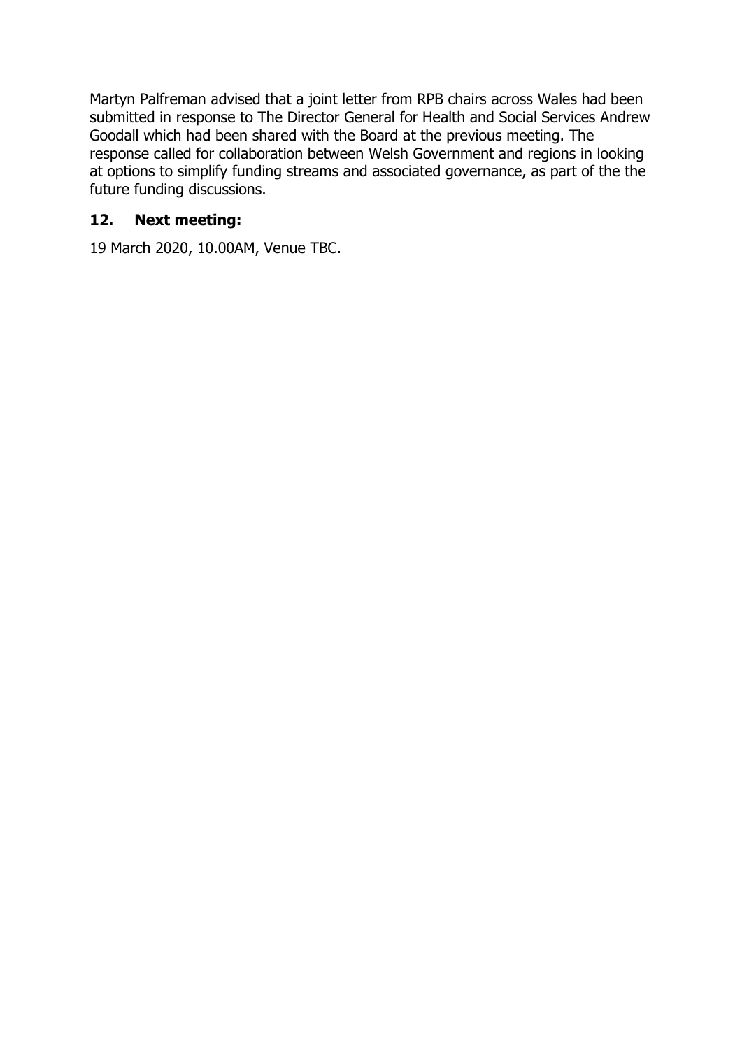Martyn Palfreman advised that a joint letter from RPB chairs across Wales had been submitted in response to The Director General for Health and Social Services Andrew Goodall which had been shared with the Board at the previous meeting. The response called for collaboration between Welsh Government and regions in looking at options to simplify funding streams and associated governance, as part of the the future funding discussions.

## 12. Next meeting:

19 March 2020, 10.00AM, Venue TBC.